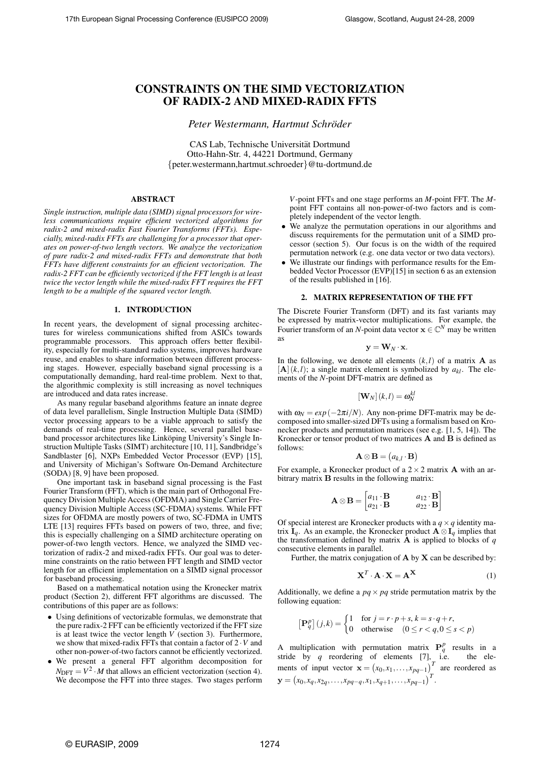# CONSTRAINTS ON THE SIMD VECTORIZATION OF RADIX-2 AND MIXED-RADIX FFTS

*Peter Westermann, Hartmut Schröder*

CAS Lab, Technische Universität Dortmund
Otto-Hahn-Str. 4, 44221 Dortmund, Germany
{peter.westermann,hartmut.schroeder}@tu-dortmund.de

## ABSTRACT

*Single instruction, multiple data (SIMD) signal processors for wireless communications require efficient vectorized algorithms for radix-2 and mixed-radix Fast Fourier Transforms (FFTs). Especially, mixed-radix FFTs are challenging for a processor that operates on power-of-two length vectors. We analyze the vectorization of pure radix-2 and mixed-radix FFTs and demonstrate that both FFTs have different constraints for an efficient vectorization. The radix-2 FFT can be efficiently vectorized if the FFT length is at least twice the vector length while the mixed-radix FFT requires the FFT length to be a multiple of the squared vector length.*

## 1. INTRODUCTION

In recent years, the development of signal processing architectures for wireless communications shifted from ASICs towards programmable processors. This approach offers better flexibility, especially for multi-standard radio systems, improves hardware reuse, and enables to share information between different processing stages. However, especially baseband signal processing is a computationally demanding, hard real-time problem. Next to that, the algorithmic complexity is still increasing as novel techniques are introduced and data rates increase.

As many regular baseband algorithms feature an innate degree of data level parallelism, Single Instruction Multiple Data (SIMD) vector processing appears to be a viable approach to satisfy the demands of real-time processing. Hence, several parallel baseband processor architectures like Linköping University's Single Instruction Multiple Tasks (SIMT) architecture [10, 11], Sandbridge's Sandblaster [6], NXPs Embedded Vector Processor (EVP) [15], and University of Michigan's Software On-Demand Architecture (SODA) [8, 9] have been proposed.

One important task in baseband signal processing is the Fast Fourier Transform (FFT), which is the main part of Orthogonal Frequency Division Multiple Access (OFDMA) and Single Carrier Frequency Division Multiple Access (SC-FDMA) systems. While FFT sizes for OFDMA are mostly powers of two, SC-FDMA in UMTS LTE [13] requires FFTs based on powers of two, three, and five; this is especially challenging on a SIMD architecture operating on power-of-two length vectors. Hence, we analyzed the SIMD vectorization of radix-2 and mixed-radix FFTs. Our goal was to determine constraints on the ratio between FFT length and SIMD vector length for an efficient implementation on a SIMD signal processor for baseband processing.

Based on a mathematical notation using the Kronecker matrix product (Section 2), different FFT algorithms are discussed. The contributions of this paper are as follows:

- Using definitions of vectorizable formulas, we demonstrate that the pure radix-2 FFT can be efficiently vectorized if the FFT size is at least twice the vector length $V$ (section 3). Furthermore, we show that mixed-radix FFTs that contain a factor of $2 \cdot V$ and other non-power-of-two factors cannot be efficiently vectorized.
- We present a general FFT algorithm decomposition for $N_{\text{DFT}} = V^2 \cdot M$ that allows an efficient vectorization (section 4). We decompose the FFT into three stages. Two stages perform $V$-point FFTs and one stage performs an $M$-point FFT. The $M$-point FFT contains all non-power-of-two factors and is completely independent of the vector length.
- We analyze the permutation operations in our algorithms and discuss requirements for the permutation unit of a SIMD processor (section 5). Our focus is on the width of the required permutation network (e.g. one data vector or two data vectors).
- We illustrate our findings with performance results for the Embedded Vector Processor (EVP)[15] in section 6 as an extension of the results published in [16].

## 2. MATRIX REPRESENTATION OF THE FFT

The Discrete Fourier Transform (DFT) and its fast variants may be expressed by matrix-vector multiplications. For example, the Fourier transform of an $N$-point data vector $\mathbf{x} \in \mathbb{C}^N$ may be written as

$$\mathbf{y} = \mathbf{W}_N \cdot \mathbf{x}.$$

In the following, we denote all elements $(k,l)$ of a matrix $\mathbf{A}$ as $[\mathbf{A}](k,l)$; a single matrix element is symbolized by $a_{kl}$. The elements of the $N$-point DFT-matrix are defined as

$$[\mathbf{W}_N](k,l) = \omega_N^{kl}$$

with $\omega_N = exp(-2\pi i/N)$. Any non-prime DFT-matrix may be decomposed into smaller-sized DFTs using a formalism based on Kronecker products and permutation matrices (see e.g. [1, 5, 14]). The Kronecker or tensor product of two matrices $\mathbf{A}$ and $\mathbf{B}$ is defined as follows:

$$\mathbf{A} \otimes \mathbf{B} = (a_{k,l} \cdot \mathbf{B})$$

For example, a Kronecker product of a $2 \times 2$ matrix $\mathbf{A}$ with an arbitrary matrix $\mathbf{B}$ results in the following matrix:

$$\mathbf{A} \otimes \mathbf{B} = \begin{bmatrix} a_{11} \cdot \mathbf{B} & a_{12} \cdot \mathbf{B} \\ a_{21} \cdot \mathbf{B} & a_{22} \cdot \mathbf{B} \end{bmatrix}$$

Of special interest are Kronecker products with a $q \times q$ identity matrix $\mathbf{I}_q$. As an example, the Kronecker product $\mathbf{A} \otimes \mathbf{I}_q$ implies that the transformation defined by matrix $\mathbf{A}$ is applied to blocks of $q$ consecutive elements in parallel.

Further, the matrix conjugation of $\mathbf{A}$ by $\mathbf{X}$ can be described by:

$$\mathbf{X}^T \cdot \mathbf{A} \cdot \mathbf{X} = \mathbf{A}^{\mathbf{X}} \tag{1}$$

Additionally, we define a $pq \times pq$ stride permutation matrix by the following equation:

$$\left[\mathbf{P}_q^p\right](j,k) = \begin{cases} 1 & \text{for } j = r \cdot p + s, k = s \cdot q + r, \\ 0 & \text{otherwise} \quad (0 \le r < q, 0 \le s < p) \end{cases}$$

A multiplication with permutation matrix $\mathbf{P}_q^p$ results in a stride by $q$ reordering of elements [7], i.e. the elements of input vector $\mathbf{x} = (x_0, x_1, \ldots, x_{pq-1})^T$ are reordered as $\mathbf{y} = (x_0, x_q, x_{2q}, \ldots, x_{pq-q}, x_1, x_{q+1}, \ldots, x_{pq-1})^T$.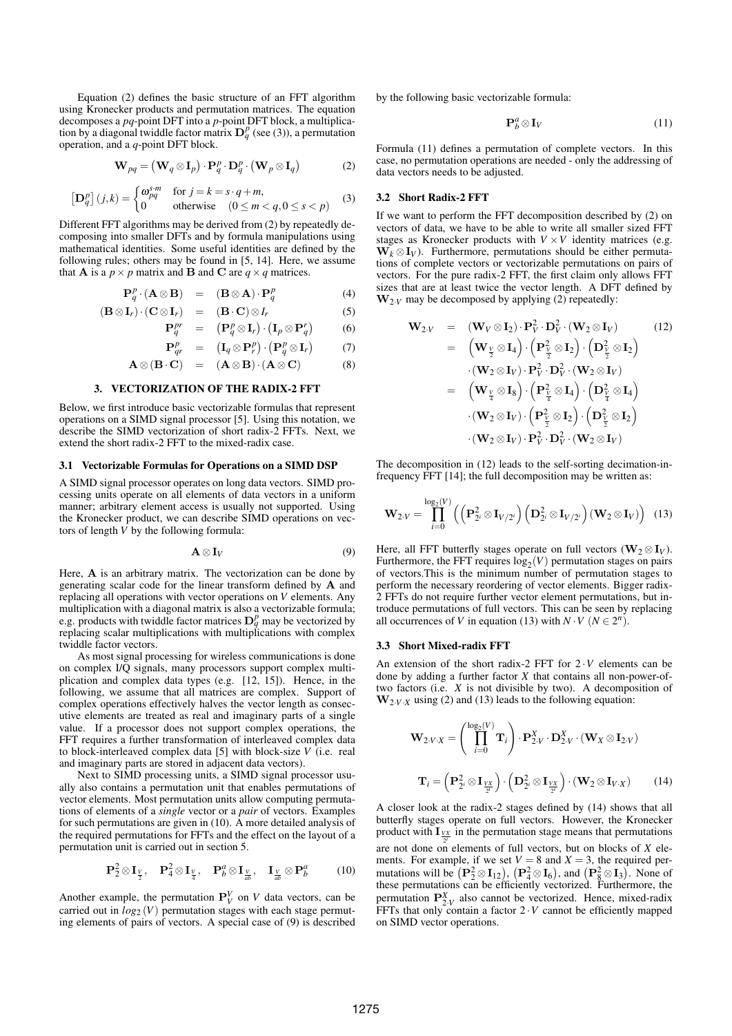Equation (2) defines the basic structure of an FFT algorithm using Kronecker products and permutation matrices. The equation decomposes a *pq*-point DFT into a *p*-point DFT block, a multiplication by a diagonal twiddle factor matrix $\mathbf{D}_q^p$ (see (3)), a permutation operation, and a *q*-point DFT block.

$$\mathbf{W}_{pq} = \left(\mathbf{W}_q \otimes \mathbf{I}_p\right) \cdot \mathbf{P}_q^p \cdot \mathbf{D}_q^p \cdot \left(\mathbf{W}_p \otimes \mathbf{I}_q\right) \tag{2}$$

$$\left[\mathbf{D}_q^p\right](j,k) = \begin{cases} \omega_{pq}^{s \cdot m} & \text{for } j = k = s \cdot q + m, \\ 0 & \text{otherwise} \quad (0 \leq m < q, 0 \leq s < p) \end{cases} \tag{3}$$

Different FFT algorithms may be derived from (2) by repeatedly decomposing into smaller DFTs and by formula manipulations using mathematical identities. Some useful identities are defined by the following rules; others may be found in [5, 14]. Here, we assume that $\mathbf{A}$ is a $p \times p$ matrix and $\mathbf{B}$ and $\mathbf{C}$ are $q \times q$ matrices.

$$\mathbf{P}_q^p \cdot (\mathbf{A} \otimes \mathbf{B}) = (\mathbf{B} \otimes \mathbf{A}) \cdot \mathbf{P}_q^p \tag{4}$$

$$(\mathbf{B} \otimes \mathbf{I}_r) \cdot (\mathbf{C} \otimes \mathbf{I}_r) = (\mathbf{B} \cdot \mathbf{C}) \otimes I_r \tag{5}$$

$$\mathbf{P}_q^{pr} = \left(\mathbf{P}_q^p \otimes \mathbf{I}_r\right) \cdot \left(\mathbf{I}_p \otimes \mathbf{P}_q^r\right) \tag{6}$$

$$\mathbf{P}_{qr}^p = \left(\mathbf{I}_q \otimes \mathbf{P}_r^p\right) \cdot \left(\mathbf{P}_q^p \otimes \mathbf{I}_r\right) \tag{7}$$

$$\mathbf{A} \otimes (\mathbf{B} \cdot \mathbf{C}) = (\mathbf{A} \otimes \mathbf{B}) \cdot (\mathbf{A} \otimes \mathbf{C}) \tag{8}$$

## 3. VECTORIZATION OF THE RADIX-2 FFT

Below, we first introduce basic vectorizable formulas that represent operations on a SIMD signal processor [5]. Using this notation, we describe the SIMD vectorization of short radix-2 FFTs. Next, we extend the short radix-2 FFT to the mixed-radix case.

### 3.1 Vectorizable Formulas for Operations on a SIMD DSP

A SIMD signal processor operates on long data vectors. SIMD processing units operate on all elements of data vectors in a uniform manner; arbitrary element access is usually not supported. Using the Kronecker product, we can describe SIMD operations on vectors of length $V$ by the following formula:

$$\mathbf{A} \otimes \mathbf{I}_V \tag{9}$$

Here, $\mathbf{A}$ is an arbitrary matrix. The vectorization can be done by generating scalar code for the linear transform defined by $\mathbf{A}$ and replacing all operations with vector operations on $V$ elements. Any multiplication with a diagonal matrix is also a vectorizable formula; e.g. products with twiddle factor matrices $\mathbf{D}_q^p$ may be vectorized by replacing scalar multiplications with multiplications with complex twiddle factor vectors.

As most signal processing for wireless communications is done on complex I/Q signals, many processors support complex multiplication and complex data types (e.g. [12, 15]). Hence, in the following, we assume that all matrices are complex. Support of complex operations effectively halves the vector length as consecutive elements are treated as real and imaginary parts of a single value. If a processor does not support complex operations, the FFT requires a further transformation of interleaved complex data to block-interleaved complex data [5] with block-size $V$ (i.e. real and imaginary parts are stored in adjacent data vectors).

Next to SIMD processing units, a SIMD signal processor usually also contains a permutation unit that enables permutations of vector elements. Most permutation units allow computing permutations of elements of a *single* vector or a *pair* of vectors. Examples for such permutations are given in (10). A more detailed analysis of the required permutations for FFTs and the effect on the layout of a permutation unit is carried out in section 5.

$$\mathbf{P}_2^2 \otimes \mathbf{I}_{\frac{V}{2}}, \quad \mathbf{P}_4^2 \otimes \mathbf{I}_{\frac{V}{4}}, \quad \mathbf{P}_b^a \otimes \mathbf{I}_{\frac{V}{ab}}, \quad \mathbf{I}_{\frac{V}{ab}} \otimes \mathbf{P}_b^a \tag{10}$$

Another example, the permutation $\mathbf{P}_V^V$ on $V$ data vectors, can be carried out in $log_2(V)$ permutation stages with each stage permuting elements of pairs of vectors. A special case of (9) is described by the following basic vectorizable formula:

$$\mathbf{P}_b^a \otimes \mathbf{I}_V \tag{11}$$

Formula (11) defines a permutation of complete vectors. In this case, no permutation operations are needed - only the addressing of data vectors needs to be adjusted.

### 3.2 Short Radix-2 FFT

If we want to perform the FFT decomposition described by (2) on vectors of data, we have to be able to write all smaller sized FFT stages as Kronecker products with $V \times V$ identity matrices (e.g. $\mathbf{W}_k \otimes \mathbf{I}_V$). Furthermore, permutations should be either permutations of complete vectors or vectorizable permutations on pairs of vectors. For the pure radix-2 FFT, the first claim only allows FFT sizes that are at least twice the vector length. A DFT defined by $\mathbf{W}_{2 \cdot V}$ may be decomposed by applying (2) repeatedly:

$$\begin{aligned}
\mathbf{W}_{2 \cdot V} &= (\mathbf{W}_V \otimes \mathbf{I}_2) \cdot \mathbf{P}_V^2 \cdot \mathbf{D}_V^2 \cdot (\mathbf{W}_2 \otimes \mathbf{I}_V) \\
&= \left(\mathbf{W}_{\frac{V}{2}} \otimes \mathbf{I}_4\right) \cdot \left(\mathbf{P}_{\frac{V}{2}}^2 \otimes \mathbf{I}_2\right) \cdot \left(\mathbf{D}_{\frac{V}{2}}^2 \otimes \mathbf{I}_2\right) \\
&\quad \cdot (\mathbf{W}_2 \otimes \mathbf{I}_V) \cdot \mathbf{P}_V^2 \cdot \mathbf{D}_V^2 \cdot (\mathbf{W}_2 \otimes \mathbf{I}_V) \\
&= \left(\mathbf{W}_{\frac{V}{4}} \otimes \mathbf{I}_8\right) \cdot \left(\mathbf{P}_{\frac{V}{4}}^2 \otimes \mathbf{I}_4\right) \cdot \left(\mathbf{D}_{\frac{V}{4}}^2 \otimes \mathbf{I}_4\right) \\
&\quad \cdot (\mathbf{W}_2 \otimes \mathbf{I}_V) \cdot \left(\mathbf{P}_{\frac{V}{2}}^2 \otimes \mathbf{I}_2\right) \cdot \left(\mathbf{D}_{\frac{V}{2}}^2 \otimes \mathbf{I}_2\right) \\
&\quad \cdot (\mathbf{W}_2 \otimes \mathbf{I}_V) \cdot \mathbf{P}_V^2 \cdot \mathbf{D}_V^2 \cdot (\mathbf{W}_2 \otimes \mathbf{I}_V)
\end{aligned} \tag{12}$$

The decomposition in (12) leads to the self-sorting decimation-in-frequency FFT [14]; the full decomposition may be written as:

$$\mathbf{W}_{2 \cdot V} = \prod_{i=0}^{\log_2(V)} \left( \left(\mathbf{P}_{2^i}^2 \otimes \mathbf{I}_{V/2^i}\right) \left(\mathbf{D}_{2^i}^2 \otimes \mathbf{I}_{V/2^i}\right) (\mathbf{W}_2 \otimes \mathbf{I}_V) \right) \tag{13}$$

Here, all FFT butterfly stages operate on full vectors ($\mathbf{W}_2 \otimes \mathbf{I}_V$). Furthermore, the FFT requires $\log_2(V)$ permutation stages on pairs of vectors.This is the minimum number of permutation stages to perform the necessary reordering of vector elements. Bigger radix-2 FFTs do not require further vector element permutations, but introduce permutations of full vectors. This can be seen by replacing all occurrences of $V$ in equation (13) with $N \cdot V$ ($N \in 2^n$).

### 3.3 Short Mixed-radix FFT

An extension of the short radix-2 FFT for $2 \cdot V$ elements can be done by adding a further factor $X$ that contains all non-power-of-two factors (i.e. $X$ is not divisible by two). A decomposition of $\mathbf{W}_{2 \cdot V \cdot X}$ using (2) and (13) leads to the following equation:

$$\mathbf{W}_{2 \cdot V \cdot X} = \left( \prod_{i=0}^{\log_2(V)} \mathbf{T}_i \right) \cdot \mathbf{P}_{2 \cdot V}^X \cdot \mathbf{D}_{2 \cdot V}^X \cdot (\mathbf{W}_X \otimes \mathbf{I}_{2 \cdot V})$$

$$\mathbf{T}_i = \left(\mathbf{P}_{2^i}^2 \otimes \mathbf{I}_{\frac{VX}{2^i}}\right) \cdot \left(\mathbf{D}_{2^i}^2 \otimes \mathbf{I}_{\frac{VX}{2^i}}\right) \cdot (\mathbf{W}_2 \otimes \mathbf{I}_{V \cdot X}) \tag{14}$$

A closer look at the radix-2 stages defined by (14) shows that all butterfly stages operate on full vectors. However, the Kronecker product with $\mathbf{I}_{\frac{VX}{2^i}}$ in the permutation stage means that permutations are not done on elements of full vectors, but on blocks of $X$ elements. For example, if we set $V = 8$ and $X = 3$, the required permutations will be $\left(\mathbf{P}_2^2 \otimes \mathbf{I}_{12}\right)$, $\left(\mathbf{P}_4^2 \otimes \mathbf{I}_6\right)$, and $\left(\mathbf{P}_8^2 \otimes \mathbf{I}_3\right)$. None of these permutations can be efficiently vectorized. Furthermore, the permutation $\mathbf{P}_{2 \cdot V}^X$ also cannot be vectorized. Hence, mixed-radix FFTs that only contain a factor $2 \cdot V$ cannot be efficiently mapped on SIMD vector operations.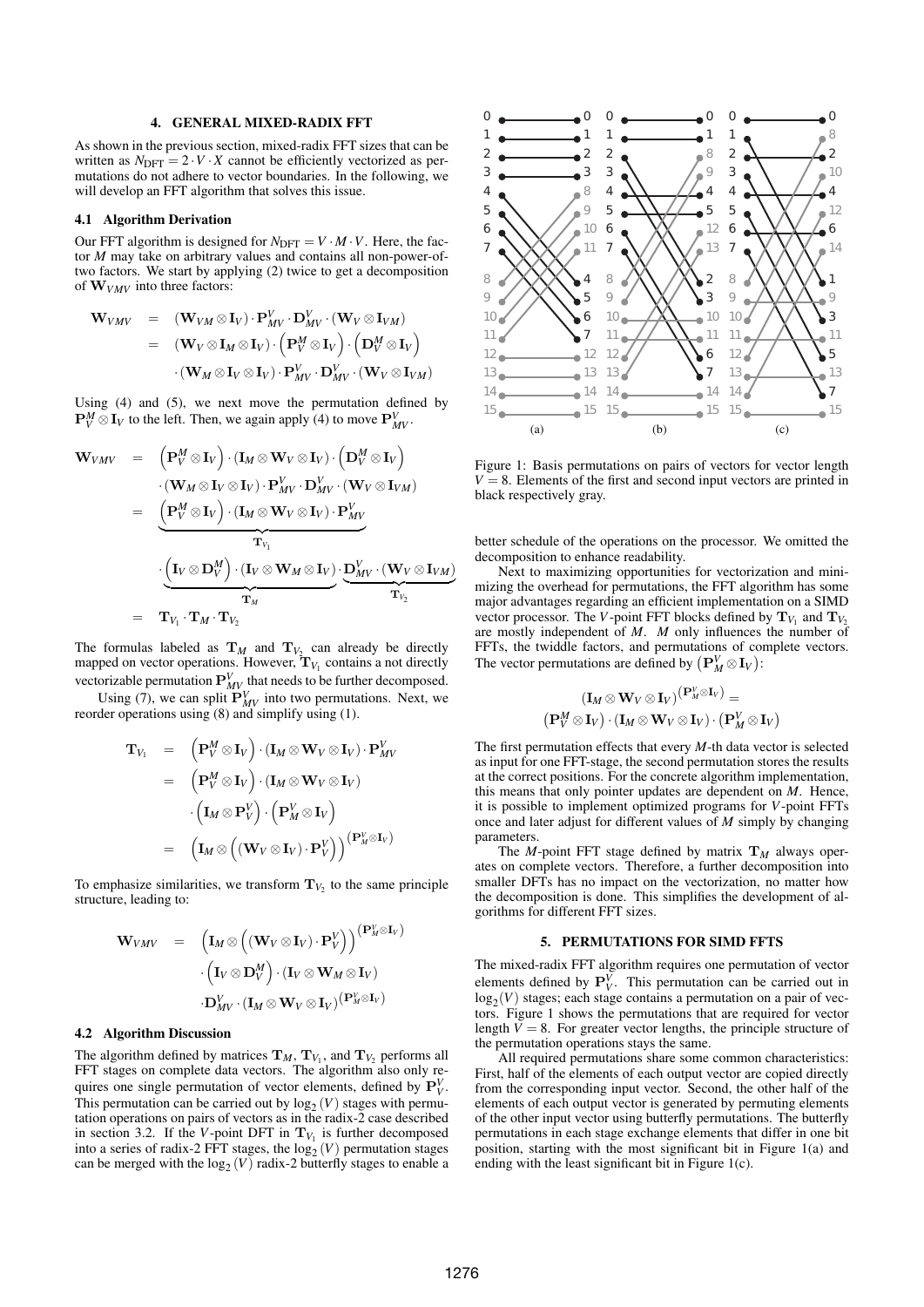## 4. GENERAL MIXED-RADIX FFT

As shown in the previous section, mixed-radix FFT sizes that can be written as $N_{\mathrm{DFT}} = 2 \cdot V \cdot X$ cannot be efficiently vectorized as permutations do not adhere to vector boundaries. In the following, we will develop an FFT algorithm that solves this issue.

### 4.1 Algorithm Derivation

Our FFT algorithm is designed for $N_{\mathrm{DFT}} = V \cdot M \cdot V$. Here, the factor $M$ may take on arbitrary values and contains all non-power-of-two factors. We start by applying (2) twice to get a decomposition of $\mathbf{W}_{VMV}$ into three factors:

$$
\begin{aligned}
\mathbf{W}_{VMV} &= (\mathbf{W}_{VM} \otimes \mathbf{I}_V) \cdot \mathbf{P}^V_{MV} \cdot \mathbf{D}^V_{MV} \cdot (\mathbf{W}_V \otimes \mathbf{I}_{VM}) \\
&= (\mathbf{W}_V \otimes \mathbf{I}_M \otimes \mathbf{I}_V) \cdot \left(\mathbf{P}^M_V \otimes \mathbf{I}_V\right) \cdot \left(\mathbf{D}^M_V \otimes \mathbf{I}_V\right) \\
&\quad \cdot (\mathbf{W}_M \otimes \mathbf{I}_V \otimes \mathbf{I}_V) \cdot \mathbf{P}^V_{MV} \cdot \mathbf{D}^V_{MV} \cdot (\mathbf{W}_V \otimes \mathbf{I}_{VM})
\end{aligned}
$$

Using (4) and (5), we next move the permutation defined by $\mathbf{P}^M_V \otimes \mathbf{I}_V$ to the left. Then, we again apply (4) to move $\mathbf{P}^V_{MV}$.

$$
\begin{aligned}
\mathbf{W}_{VMV} &= \left(\mathbf{P}^M_V \otimes \mathbf{I}_V\right) \cdot (\mathbf{I}_M \otimes \mathbf{W}_V \otimes \mathbf{I}_V) \cdot \left(\mathbf{D}^M_V \otimes \mathbf{I}_V\right) \\
&\quad \cdot (\mathbf{W}_M \otimes \mathbf{I}_V \otimes \mathbf{I}_V) \cdot \mathbf{P}^V_{MV} \cdot \mathbf{D}^V_{MV} \cdot (\mathbf{W}_V \otimes \mathbf{I}_{VM}) \\
&= \underbrace{\left(\mathbf{P}^M_V \otimes \mathbf{I}_V\right) \cdot (\mathbf{I}_M \otimes \mathbf{W}_V \otimes \mathbf{I}_V) \cdot \mathbf{P}^V_{MV}}_{\mathbf{T}_{V_1}} \\
&\quad \cdot \underbrace{\left(\mathbf{I}_V \otimes \mathbf{D}^M_V\right) \cdot (\mathbf{I}_V \otimes \mathbf{W}_M \otimes \mathbf{I}_V)}_{\mathbf{T}_M} \cdot \underbrace{\mathbf{D}^V_{MV} \cdot (\mathbf{W}_V \otimes \mathbf{I}_{VM})}_{\mathbf{T}_{V_2}} \\
&= \mathbf{T}_{V_1} \cdot \mathbf{T}_M \cdot \mathbf{T}_{V_2}
\end{aligned}
$$

The formulas labeled as $\mathbf{T}_M$ and $\mathbf{T}_{V_2}$ can already be directly mapped on vector operations. However, $\mathbf{T}_{V_1}$ contains a not directly vectorizable permutation $\mathbf{P}^V_{MV}$ that needs to be further decomposed.

Using (7), we can split $\mathbf{P}^V_{MV}$ into two permutations. Next, we reorder operations using (8) and simplify using (1).

$$
\begin{aligned}
\mathbf{T}_{V_1} &= \left(\mathbf{P}^M_V \otimes \mathbf{I}_V\right) \cdot (\mathbf{I}_M \otimes \mathbf{W}_V \otimes \mathbf{I}_V) \cdot \mathbf{P}^V_{MV} \\
&= \left(\mathbf{P}^M_V \otimes \mathbf{I}_V\right) \cdot (\mathbf{I}_M \otimes \mathbf{W}_V \otimes \mathbf{I}_V) \\
&\quad \cdot \left(\mathbf{I}_M \otimes \mathbf{P}^V_V\right) \cdot \left(\mathbf{P}^V_M \otimes \mathbf{I}_V\right) \\
&= \left(\mathbf{I}_M \otimes \left((\mathbf{W}_V \otimes \mathbf{I}_V) \cdot \mathbf{P}^V_V\right)\right)^{\left(\mathbf{P}^V_M \otimes \mathbf{I}_V\right)}
\end{aligned}
$$

To emphasize similarities, we transform $\mathbf{T}_{V_2}$ to the same principle structure, leading to:

$$
\begin{aligned}
\mathbf{W}_{VMV} &= \left(\mathbf{I}_M \otimes \left((\mathbf{W}_V \otimes \mathbf{I}_V) \cdot \mathbf{P}^V_V\right)\right)^{\left(\mathbf{P}^V_M \otimes \mathbf{I}_V\right)} \\
&\quad \cdot \left(\mathbf{I}_V \otimes \mathbf{D}^M_V\right) \cdot (\mathbf{I}_V \otimes \mathbf{W}_M \otimes \mathbf{I}_V) \\
&\quad \cdot \mathbf{D}^V_{MV} \cdot (\mathbf{I}_M \otimes \mathbf{W}_V \otimes \mathbf{I}_V)^{\left(\mathbf{P}^V_M \otimes \mathbf{I}_V\right)}
\end{aligned}
$$

### 4.2 Algorithm Discussion

The algorithm defined by matrices $\mathbf{T}_M$, $\mathbf{T}_{V_1}$, and $\mathbf{T}_{V_2}$ performs all FFT stages on complete data vectors. The algorithm also only requires one single permutation of vector elements, defined by $\mathbf{P}^V_V$. This permutation can be carried out by $\log_2(V)$ stages with permutation operations on pairs of vectors as in the radix-2 case described in section 3.2. If the $V$-point DFT in $\mathbf{T}_{V_1}$ is further decomposed into a series of radix-2 FFT stages, the $\log_2(V)$ permutation stages can be merged with the $\log_2(V)$ radix-2 butterfly stages to enable a better schedule of the operations on the processor. We omitted the decomposition to enhance readability.

Next to maximizing opportunities for vectorization and minimizing the overhead for permutations, the FFT algorithm has some major advantages regarding an efficient implementation on a SIMD vector processor. The $V$-point FFT blocks defined by $\mathbf{T}_{V_1}$ and $\mathbf{T}_{V_2}$ are mostly independent of $M$. $M$ only influences the number of FFTs, the twiddle factors, and permutations of complete vectors. The vector permutations are defined by $\left(\mathbf{P}^V_M \otimes \mathbf{I}_V\right)$:

$$
\begin{aligned}
&(\mathbf{I}_M \otimes \mathbf{W}_V \otimes \mathbf{I}_V)^{\left(\mathbf{P}^V_M \otimes \mathbf{I}_V\right)} = \\
&\left(\mathbf{P}^M_V \otimes \mathbf{I}_V\right) \cdot (\mathbf{I}_M \otimes \mathbf{W}_V \otimes \mathbf{I}_V) \cdot \left(\mathbf{P}^V_M \otimes \mathbf{I}_V\right)
\end{aligned}
$$

The first permutation effects that every $M$-th data vector is selected as input for one FFT-stage, the second permutation stores the results at the correct positions. For the concrete algorithm implementation, this means that only pointer updates are dependent on $M$. Hence, it is possible to implement optimized programs for $V$-point FFTs once and later adjust for different values of $M$ simply by changing parameters.

The $M$-point FFT stage defined by matrix $\mathbf{T}_M$ always operates on complete vectors. Therefore, a further decomposition into smaller DFTs has no impact on the vectorization, no matter how the decomposition is done. This simplifies the development of algorithms for different FFT sizes.

Figure 1: Basis permutations on pairs of vectors for vector length $V = 8$. Elements of the first and second input vectors are printed in black respectively gray.

## 5. PERMUTATIONS FOR SIMD FFTS

The mixed-radix FFT algorithm requires one permutation of vector elements defined by $\mathbf{P}^V_V$. This permutation can be carried out in $\log_2(V)$ stages; each stage contains a permutation on a pair of vectors. Figure 1 shows the permutations that are required for vector length $V = 8$. For greater vector lengths, the principle structure of the permutation operations stays the same.

All required permutations share some common characteristics: First, half of the elements of each output vector are copied directly from the corresponding input vector. Second, the other half of the elements of each output vector is generated by permuting elements of the other input vector using butterfly permutations. The butterfly permutations in each stage exchange elements that differ in one bit position, starting with the most significant bit in Figure 1(a) and ending with the least significant bit in Figure 1(c).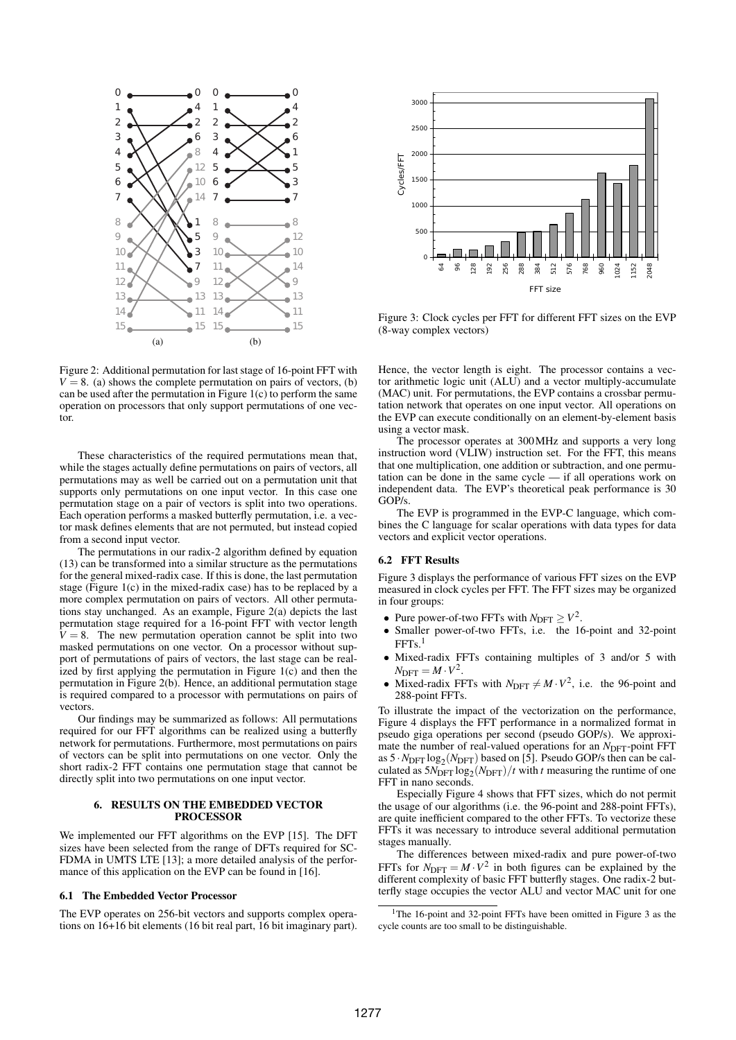Figure 2: Additional permutation for last stage of 16-point FFT with $V = 8$. (a) shows the complete permutation on pairs of vectors, (b) can be used after the permutation in Figure 1(c) to perform the same operation on processors that only support permutations of one vector.

These characteristics of the required permutations mean that, while the stages actually define permutations on pairs of vectors, all permutations may as well be carried out on a permutation unit that supports only permutations on one input vector. In this case one permutation stage on a pair of vectors is split into two operations. Each operation performs a masked butterfly permutation, i.e. a vector mask defines elements that are not permuted, but instead copied from a second input vector.

The permutations in our radix-2 algorithm defined by equation (13) can be transformed into a similar structure as the permutations for the general mixed-radix case. If this is done, the last permutation stage (Figure 1(c) in the mixed-radix case) has to be replaced by a more complex permutation on pairs of vectors. All other permutations stay unchanged. As an example, Figure 2(a) depicts the last permutation stage required for a 16-point FFT with vector length $V = 8$. The new permutation operation cannot be split into two masked permutations on one vector. On a processor without support of permutations of pairs of vectors, the last stage can be realized by first applying the permutation in Figure 1(c) and then the permutation in Figure 2(b). Hence, an additional permutation stage is required compared to a processor with permutations on pairs of vectors.

Our findings may be summarized as follows: All permutations required for our FFT algorithms can be realized using a butterfly network for permutations. Furthermore, most permutations on pairs of vectors can be split into permutations on one vector. Only the short radix-2 FFT contains one permutation stage that cannot be directly split into two permutations on one input vector.

## 6. RESULTS ON THE EMBEDDED VECTOR PROCESSOR

We implemented our FFT algorithms on the EVP [15]. The DFT sizes have been selected from the range of DFTs required for SC-FDMA in UMTS LTE [13]; a more detailed analysis of the performance of this application on the EVP can be found in [16].

### 6.1 The Embedded Vector Processor

The EVP operates on 256-bit vectors and supports complex operations on 16+16 bit elements (16 bit real part, 16 bit imaginary part). Hence, the vector length is eight. The processor contains a vector arithmetic logic unit (ALU) and a vector multiply-accumulate (MAC) unit. For permutations, the EVP contains a crossbar permutation network that operates on one input vector. All operations on the EVP can execute conditionally on an element-by-element basis using a vector mask.

The processor operates at 300 MHz and supports a very long instruction word (VLIW) instruction set. For the FFT, this means that one multiplication, one addition or subtraction, and one permutation can be done in the same cycle — if all operations work on independent data. The EVP's theoretical peak performance is 30 GOP/s.

The EVP is programmed in the EVP-C language, which combines the C language for scalar operations with data types for data vectors and explicit vector operations.

Figure 3: Clock cycles per FFT for different FFT sizes on the EVP (8-way complex vectors)

### 6.2 FFT Results

Figure 3 displays the performance of various FFT sizes on the EVP measured in clock cycles per FFT. The FFT sizes may be organized in four groups:

- Pure power-of-two FFTs with $N_{\mathrm{DFT}} \geq V^2$.
- Smaller power-of-two FFTs, i.e. the 16-point and 32-point FFTs.[1]
- Mixed-radix FFTs containing multiples of 3 and/or 5 with $N_{\mathrm{DFT}} = M \cdot V^2$.
- Mixed-radix FFTs with $N_{\mathrm{DFT}} \neq M \cdot V^2$, i.e. the 96-point and 288-point FFTs.

To illustrate the impact of the vectorization on the performance, Figure 4 displays the FFT performance in a normalized format in pseudo giga operations per second (pseudo GOP/s). We approximate the number of real-valued operations for an $N_{\mathrm{DFT}}$-point FFT as $5 \cdot N_{\mathrm{DFT}} \log_2(N_{\mathrm{DFT}})$ based on [5]. Pseudo GOP/s then can be calculated as $5 N_{\mathrm{DFT}} \log_2(N_{\mathrm{DFT}})/t$ with $t$ measuring the runtime of one FFT in nano seconds.

Especially Figure 4 shows that FFT sizes, which do not permit the usage of our algorithms (i.e. the 96-point and 288-point FFTs), are quite inefficient compared to the other FFTs. To vectorize these FFTs it was necessary to introduce several additional permutation stages manually.

The differences between mixed-radix and pure power-of-two FFTs for $N_{\mathrm{DFT}} = M \cdot V^2$ in both figures can be explained by the different complexity of basic FFT butterfly stages. One radix-2 butterfly stage occupies the vector ALU and vector MAC unit for one

[1] The 16-point and 32-point FFTs have been omitted in Figure 3 as the cycle counts are too small to be distinguishable.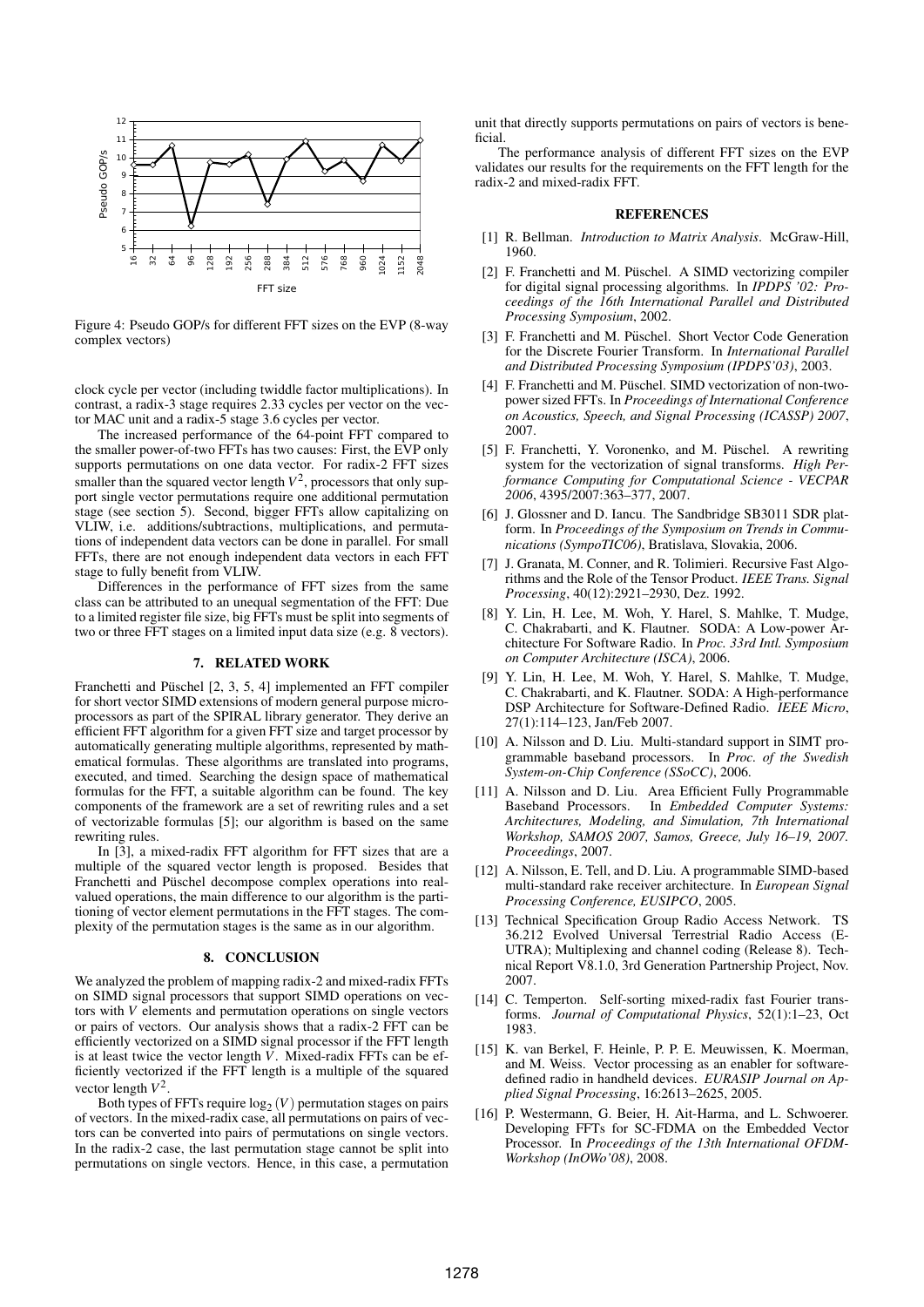Pseudo GOP/s

12
11
10
9
8
7
6
5

16 32 64 96 128 192 256 288 384 512 576 768 960 1024 1152 2048

FFT size

Figure 4: Pseudo GOP/s for different FFT sizes on the EVP (8-way complex vectors)

clock cycle per vector (including twiddle factor multiplications). In contrast, a radix-3 stage requires 2.33 cycles per vector on the vector MAC unit and a radix-5 stage 3.6 cycles per vector.

The increased performance of the 64-point FFT compared to the smaller power-of-two FFTs has two causes: First, the EVP only supports permutations on one data vector. For radix-2 FFT sizes smaller than the squared vector length $V^2$, processors that only support single vector permutations require one additional permutation stage (see section 5). Second, bigger FFTs allow capitalizing on VLIW, i.e. additions/subtractions, multiplications, and permutations of independent data vectors can be done in parallel. For small FFTs, there are not enough independent data vectors in each FFT stage to fully benefit from VLIW.

Differences in the performance of FFT sizes from the same class can be attributed to an unequal segmentation of the FFT: Due to a limited register file size, big FFTs must be split into segments of two or three FFT stages on a limited input data size (e.g. 8 vectors).

## 7. RELATED WORK

Franchetti and Püschel [2, 3, 5, 4] implemented an FFT compiler for short vector SIMD extensions of modern general purpose microprocessors as part of the SPIRAL library generator. They derive an efficient FFT algorithm for a given FFT size and target processor by automatically generating multiple algorithms, represented by mathematical formulas. These algorithms are translated into programs, executed, and timed. Searching the design space of mathematical formulas for the FFT, a suitable algorithm can be found. The key components of the framework are a set of rewriting rules and a set of vectorizable formulas [5]; our algorithm is based on the same rewriting rules.

In [3], a mixed-radix FFT algorithm for FFT sizes that are a multiple of the squared vector length is proposed. Besides that Franchetti and Püschel decompose complex operations into real-valued operations, the main difference to our algorithm is the partitioning of vector element permutations in the FFT stages. The complexity of the permutation stages is the same as in our algorithm.

## 8. CONCLUSION

We analyzed the problem of mapping radix-2 and mixed-radix FFTs on SIMD signal processors that support SIMD operations on vectors with $V$ elements and permutation operations on single vectors or pairs of vectors. Our analysis shows that a radix-2 FFT can be efficiently vectorized on a SIMD signal processor if the FFT length is at least twice the vector length $V$. Mixed-radix FFTs can be efficiently vectorized if the FFT length is a multiple of the squared vector length $V^2$.

Both types of FFTs require $\log_2(V)$ permutation stages on pairs of vectors. In the mixed-radix case, all permutations on pairs of vectors can be converted into pairs of permutations on single vectors. In the radix-2 case, the last permutation stage cannot be split into permutations on single vectors. Hence, in this case, a permutation unit that directly supports permutations on pairs of vectors is beneficial.

The performance analysis of different FFT sizes on the EVP validates our results for the requirements on the FFT length for the radix-2 and mixed-radix FFT.

## REFERENCES

[1] R. Bellman. *Introduction to Matrix Analysis*. McGraw-Hill, 1960.

[2] F. Franchetti and M. Püschel. A SIMD vectorizing compiler for digital signal processing algorithms. In *IPDPS '02: Proceedings of the 16th International Parallel and Distributed Processing Symposium*, 2002.

[3] F. Franchetti and M. Püschel. Short Vector Code Generation for the Discrete Fourier Transform. In *International Parallel and Distributed Processing Symposium (IPDPS'03)*, 2003.

[4] F. Franchetti and M. Püschel. SIMD vectorization of non-two-power sized FFTs. In *Proceedings of International Conference on Acoustics, Speech, and Signal Processing (ICASSP) 2007*, 2007.

[5] F. Franchetti, Y. Voronenko, and M. Püschel. A rewriting system for the vectorization of signal transforms. *High Performance Computing for Computational Science - VECPAR 2006*, 4395/2007:363–377, 2007.

[6] J. Glossner and D. Iancu. The Sandbridge SB3011 SDR platform. In *Proceedings of the Symposium on Trends in Communications (SympoTIC06)*, Bratislava, Slovakia, 2006.

[7] J. Granata, M. Conner, and R. Tolimieri. Recursive Fast Algorithms and the Role of the Tensor Product. *IEEE Trans. Signal Processing*, 40(12):2921–2930, Dez. 1992.

[8] Y. Lin, H. Lee, M. Woh, Y. Harel, S. Mahlke, T. Mudge, C. Chakrabarti, and K. Flautner. SODA: A Low-power Architecture For Software Radio. In *Proc. 33rd Intl. Symposium on Computer Architecture (ISCA)*, 2006.

[9] Y. Lin, H. Lee, M. Woh, Y. Harel, S. Mahlke, T. Mudge, C. Chakrabarti, and K. Flautner. SODA: A High-performance DSP Architecture for Software-Defined Radio. *IEEE Micro*, 27(1):114–123, Jan/Feb 2007.

[10] A. Nilsson and D. Liu. Multi-standard support in SIMT programmable baseband processors. In *Proc. of the Swedish System-on-Chip Conference (SSoCC)*, 2006.

[11] A. Nilsson and D. Liu. Area Efficient Fully Programmable Baseband Processors. In *Embedded Computer Systems: Architectures, Modeling, and Simulation, 7th International Workshop, SAMOS 2007, Samos, Greece, July 16–19, 2007. Proceedings*, 2007.

[12] A. Nilsson, E. Tell, and D. Liu. A programmable SIMD-based multi-standard rake receiver architecture. In *European Signal Processing Conference, EUSIPCO*, 2005.

[13] Technical Specification Group Radio Access Network. TS 36.212 Evolved Universal Terrestrial Radio Access (E-UTRA); Multiplexing and channel coding (Release 8). Technical Report V8.1.0, 3rd Generation Partnership Project, Nov. 2007.

[14] C. Temperton. Self-sorting mixed-radix fast Fourier transforms. *Journal of Computational Physics*, 52(1):1–23, Oct 1983.

[15] K. van Berkel, F. Heinle, P. P. E. Meuwissen, K. Moerman, and M. Weiss. Vector processing as an enabler for software-defined radio in handheld devices. *EURASIP Journal on Applied Signal Processing*, 16:2613–2625, 2005.

[16] P. Westermann, G. Beier, H. Ait-Harma, and L. Schwoerer. Developing FFTs for SC-FDMA on the Embedded Vector Processor. In *Proceedings of the 13th International OFDM-Workshop (InOWo'08)*, 2008.